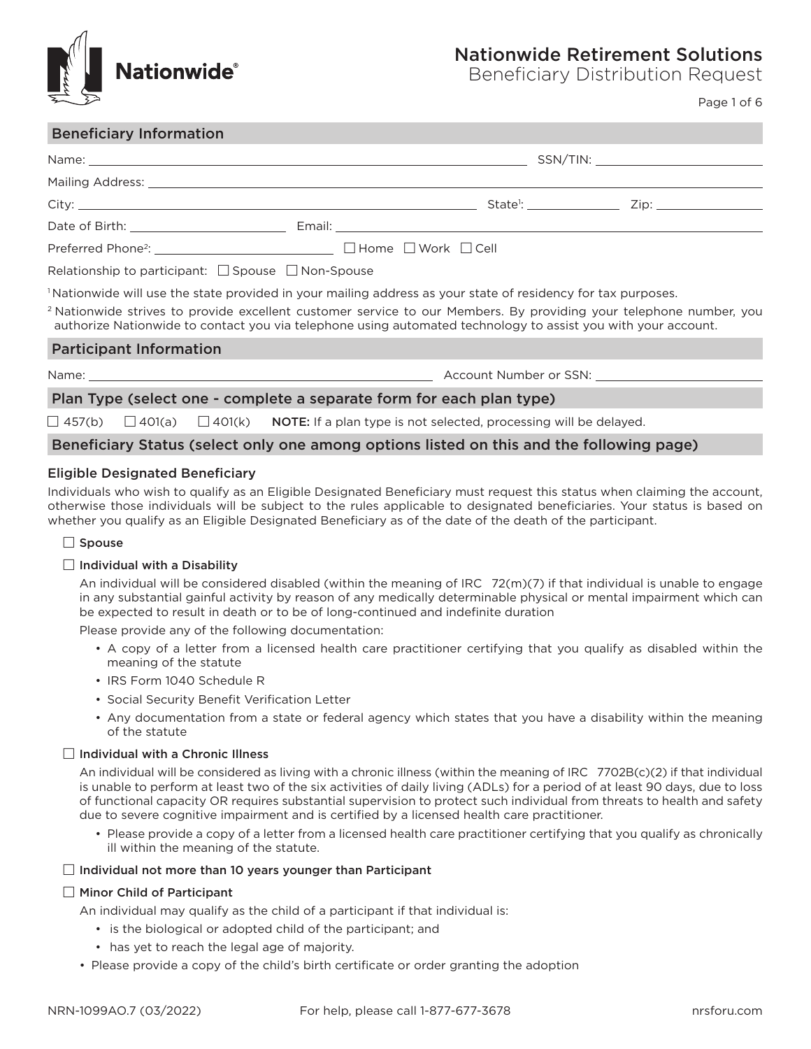# Nationwide Retirement Solutions
## Beneficiary Distribution Request

## Beneficiary Information

Name: ______________________ SSN/TIN: ______________________

Mailing Address: ______________________

City: ______________________ State[1]: __________ Zip: __________

Date of Birth: ______________________ Email: ______________________

Preferred Phone[2]: ______________________ ☐ Home ☐ Work ☐ Cell

Relationship to participant: ☐ Spouse ☐ Non-Spouse

[1] Nationwide will use the state provided in your mailing address as your state of residency for tax purposes.

[2] Nationwide strives to provide excellent customer service to our Members. By providing your telephone number, you authorize Nationwide to contact you via telephone using automated technology to assist you with your account.

## Participant Information

Name: ______________________ Account Number or SSN: ______________________

## Plan Type (select one - complete a separate form for each plan type)

☐ 457(b) ☐ 401(a) ☐ 401(k) **NOTE:** If a plan type is not selected, processing will be delayed.

## Beneficiary Status (select only one among options listed on this and the following page)

### Eligible Designated Beneficiary

Individuals who wish to qualify as an Eligible Designated Beneficiary must request this status when claiming the account, otherwise those individuals will be subject to the rules applicable to designated beneficiaries. Your status is based on whether you qualify as an Eligible Designated Beneficiary as of the date of the death of the participant.

☐ Spouse

☐ Individual with a Disability

An individual will be considered disabled (within the meaning of IRC 72(m)(7) if that individual is unable to engage in any substantial gainful activity by reason of any medically determinable physical or mental impairment which can be expected to result in death or to be of long-continued and indefinite duration

Please provide any of the following documentation:

- A copy of a letter from a licensed health care practitioner certifying that you qualify as disabled within the meaning of the statute
- IRS Form 1040 Schedule R
- Social Security Benefit Verification Letter
- Any documentation from a state or federal agency which states that you have a disability within the meaning of the statute

☐ Individual with a Chronic Illness

An individual will be considered as living with a chronic illness (within the meaning of IRC 7702B(c)(2) if that individual is unable to perform at least two of the six activities of daily living (ADLs) for a period of at least 90 days, due to loss of functional capacity OR requires substantial supervision to protect such individual from threats to health and safety due to severe cognitive impairment and is certified by a licensed health care practitioner.

- Please provide a copy of a letter from a licensed health care practitioner certifying that you qualify as chronically ill within the meaning of the statute.

☐ Individual not more than 10 years younger than Participant

☐ Minor Child of Participant

An individual may qualify as the child of a participant if that individual is:

- is the biological or adopted child of the participant; and
- has yet to reach the legal age of majority.

- Please provide a copy of the child's birth certificate or order granting the adoption

NRN-1099AO.7 (03/2022) For help, please call 1-877-677-3678 nrsforu.com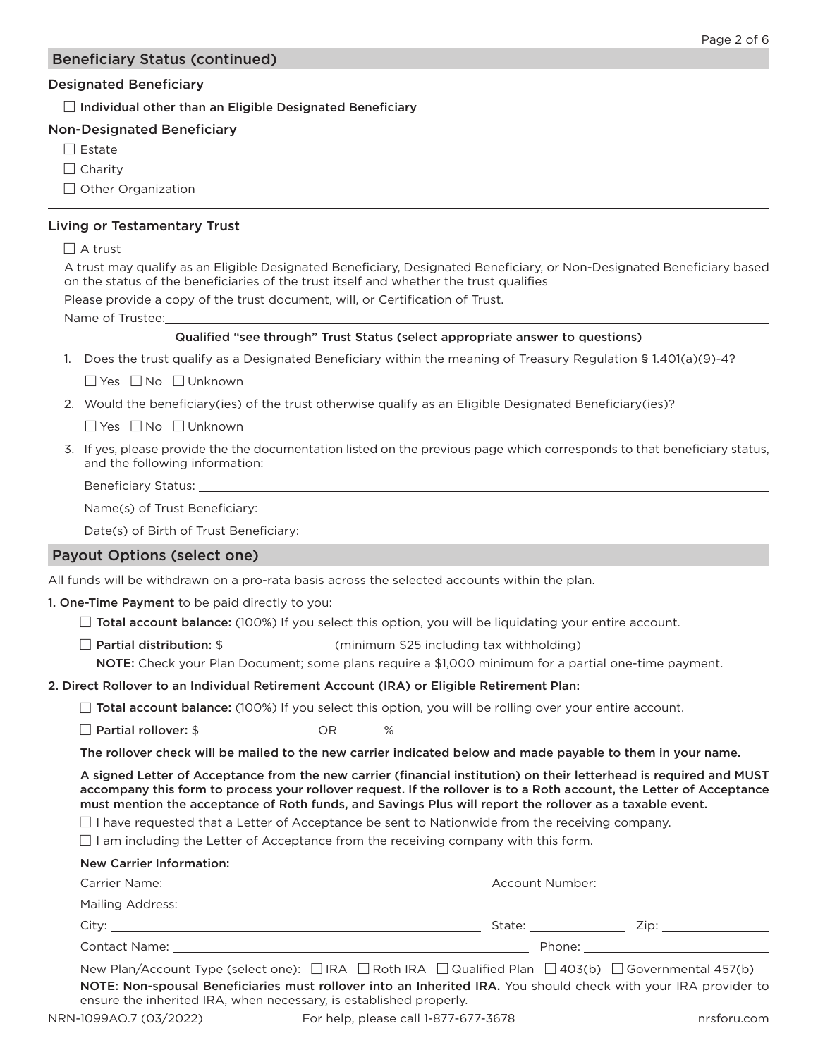## Beneficiary Status (continued)

### Designated Beneficiary

☐ Individual other than an Eligible Designated Beneficiary

### Non-Designated Beneficiary

☐ Estate

☐ Charity

☐ Other Organization

---

### Living or Testamentary Trust

☐ A trust

A trust may qualify as an Eligible Designated Beneficiary, Designated Beneficiary, or Non-Designated Beneficiary based on the status of the beneficiaries of the trust itself and whether the trust qualifies

Please provide a copy of the trust document, will, or Certification of Trust.

Name of Trustee:\_\_\_\_\_\_\_\_\_\_\_\_\_\_\_\_\_\_\_\_\_\_\_\_\_\_\_\_\_\_\_\_\_\_\_\_\_\_\_\_

**Qualified "see through" Trust Status (select appropriate answer to questions)**

1. Does the trust qualify as a Designated Beneficiary within the meaning of Treasury Regulation § 1.401(a)(9)-4?

   ☐ Yes ☐ No ☐ Unknown

2. Would the beneficiary(ies) of the trust otherwise qualify as an Eligible Designated Beneficiary(ies)?

   ☐ Yes ☐ No ☐ Unknown

3. If yes, please provide the the documentation listed on the previous page which corresponds to that beneficiary status, and the following information:

   Beneficiary Status: \_\_\_\_\_\_\_\_\_\_\_\_\_\_\_\_\_\_\_\_\_\_\_\_\_\_\_\_\_\_\_\_\_\_\_\_\_\_\_\_

   Name(s) of Trust Beneficiary: \_\_\_\_\_\_\_\_\_\_\_\_\_\_\_\_\_\_\_\_\_\_\_\_\_\_\_\_\_\_\_\_\_\_\_\_\_\_\_\_

   Date(s) of Birth of Trust Beneficiary: \_\_\_\_\_\_\_\_\_\_\_\_\_\_\_\_\_\_\_\_\_\_\_\_\_\_\_\_\_\_

## Payout Options (select one)

All funds will be withdrawn on a pro-rata basis across the selected accounts within the plan.

**1. One-Time Payment** to be paid directly to you:

☐ **Total account balance:** (100%) If you select this option, you will be liquidating your entire account.

☐ **Partial distribution:** $\_\_\_\_\_\_\_\_\_\_\_\_\_\_\_\_ (minimum $25 including tax withholding)

**NOTE:** Check your Plan Document; some plans require a $1,000 minimum for a partial one-time payment.

**2. Direct Rollover to an Individual Retirement Account (IRA) or Eligible Retirement Plan:**

☐ **Total account balance:** (100%) If you select this option, you will be rolling over your entire account.

☐ **Partial rollover:** $\_\_\_\_\_\_\_\_\_\_\_\_\_\_\_\_ OR \_\_\_\_\_\_%

**The rollover check will be mailed to the new carrier indicated below and made payable to them in your name.**

**A signed Letter of Acceptance from the new carrier (financial institution) on their letterhead is required and MUST accompany this form to process your rollover request. If the rollover is to a Roth account, the Letter of Acceptance must mention the acceptance of Roth funds, and Savings Plus will report the rollover as a taxable event.**

☐ I have requested that a Letter of Acceptance be sent to Nationwide from the receiving company.

☐ I am including the Letter of Acceptance from the receiving company with this form.

**New Carrier Information:**

Carrier Name: \_\_\_\_\_\_\_\_\_\_\_\_\_\_\_\_\_\_\_\_\_\_\_\_\_\_\_\_\_\_ Account Number: \_\_\_\_\_\_\_\_\_\_\_\_\_\_\_\_\_\_\_\_

Mailing Address: \_\_\_\_\_\_\_\_\_\_\_\_\_\_\_\_\_\_\_\_\_\_\_\_\_\_\_\_\_\_\_\_\_\_\_\_\_\_\_\_

City: \_\_\_\_\_\_\_\_\_\_\_\_\_\_\_\_\_\_\_\_\_\_\_\_\_\_\_\_\_\_ State: \_\_\_\_\_\_\_\_\_\_ Zip: \_\_\_\_\_\_\_\_\_\_

Contact Name: \_\_\_\_\_\_\_\_\_\_\_\_\_\_\_\_\_\_\_\_\_\_\_\_\_\_\_\_\_\_ Phone: \_\_\_\_\_\_\_\_\_\_\_\_\_\_\_\_\_\_\_\_

New Plan/Account Type (select one): ☐ IRA ☐ Roth IRA ☐ Qualified Plan ☐ 403(b) ☐ Governmental 457(b)

**NOTE: Non-spousal Beneficiaries must rollover into an Inherited IRA.** You should check with your IRA provider to ensure the inherited IRA, when necessary, is established properly.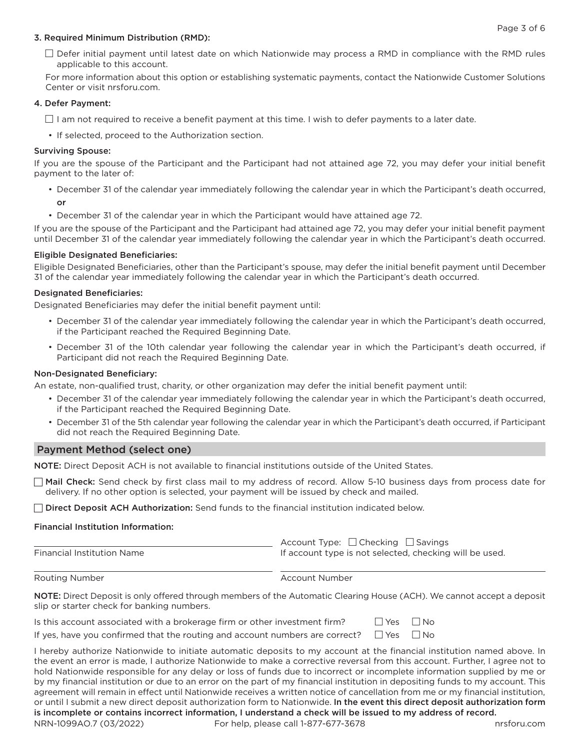### 3. Required Minimum Distribution (RMD):

☐ Defer initial payment until latest date on which Nationwide may process a RMD in compliance with the RMD rules applicable to this account.

For more information about this option or establishing systematic payments, contact the Nationwide Customer Solutions Center or visit nrsforu.com.

### 4. Defer Payment:

☐ I am not required to receive a benefit payment at this time. I wish to defer payments to a later date.

- If selected, proceed to the Authorization section.

**Surviving Spouse:**

If you are the spouse of the Participant and the Participant had not attained age 72, you may defer your initial benefit payment to the later of:

- December 31 of the calendar year immediately following the calendar year in which the Participant's death occurred, **or**
- December 31 of the calendar year in which the Participant would have attained age 72.

If you are the spouse of the Participant and the Participant had attained age 72, you may defer your initial benefit payment until December 31 of the calendar year immediately following the calendar year in which the Participant's death occurred.

**Eligible Designated Beneficiaries:**

Eligible Designated Beneficiaries, other than the Participant's spouse, may defer the initial benefit payment until December 31 of the calendar year immediately following the calendar year in which the Participant's death occurred.

**Designated Beneficiaries:**

Designated Beneficiaries may defer the initial benefit payment until:

- December 31 of the calendar year immediately following the calendar year in which the Participant's death occurred, if the Participant reached the Required Beginning Date.
- December 31 of the 10th calendar year following the calendar year in which the Participant's death occurred, if Participant did not reach the Required Beginning Date.

**Non-Designated Beneficiary:**

An estate, non-qualified trust, charity, or other organization may defer the initial benefit payment until:

- December 31 of the calendar year immediately following the calendar year in which the Participant's death occurred, if the Participant reached the Required Beginning Date.
- December 31 of the 5th calendar year following the calendar year in which the Participant's death occurred, if Participant did not reach the Required Beginning Date.

## Payment Method (select one)

**NOTE:** Direct Deposit ACH is not available to financial institutions outside of the United States.

☐ **Mail Check:** Send check by first class mail to my address of record. Allow 5-10 business days from process date for delivery. If no other option is selected, your payment will be issued by check and mailed.

☐ **Direct Deposit ACH Authorization:** Send funds to the financial institution indicated below.

**Financial Institution Information:**

______________________________
Financial Institution Name

Account Type: ☐ Checking ☐ Savings
If account type is not selected, checking will be used.

______________________________
Routing Number

______________________________
Account Number

**NOTE:** Direct Deposit is only offered through members of the Automatic Clearing House (ACH). We cannot accept a deposit slip or starter check for banking numbers.

Is this account associated with a brokerage firm or other investment firm? ☐ Yes ☐ No

If yes, have you confirmed that the routing and account numbers are correct? ☐ Yes ☐ No

I hereby authorize Nationwide to initiate automatic deposits to my account at the financial institution named above. In the event an error is made, I authorize Nationwide to make a corrective reversal from this account. Further, I agree not to hold Nationwide responsible for any delay or loss of funds due to incorrect or incomplete information supplied by me or by my financial institution or due to an error on the part of my financial institution in depositing funds to my account. This agreement will remain in effect until Nationwide receives a written notice of cancellation from me or my financial institution, or until I submit a new direct deposit authorization form to Nationwide. **In the event this direct deposit authorization form is incomplete or contains incorrect information, I understand a check will be issued to my address of record.**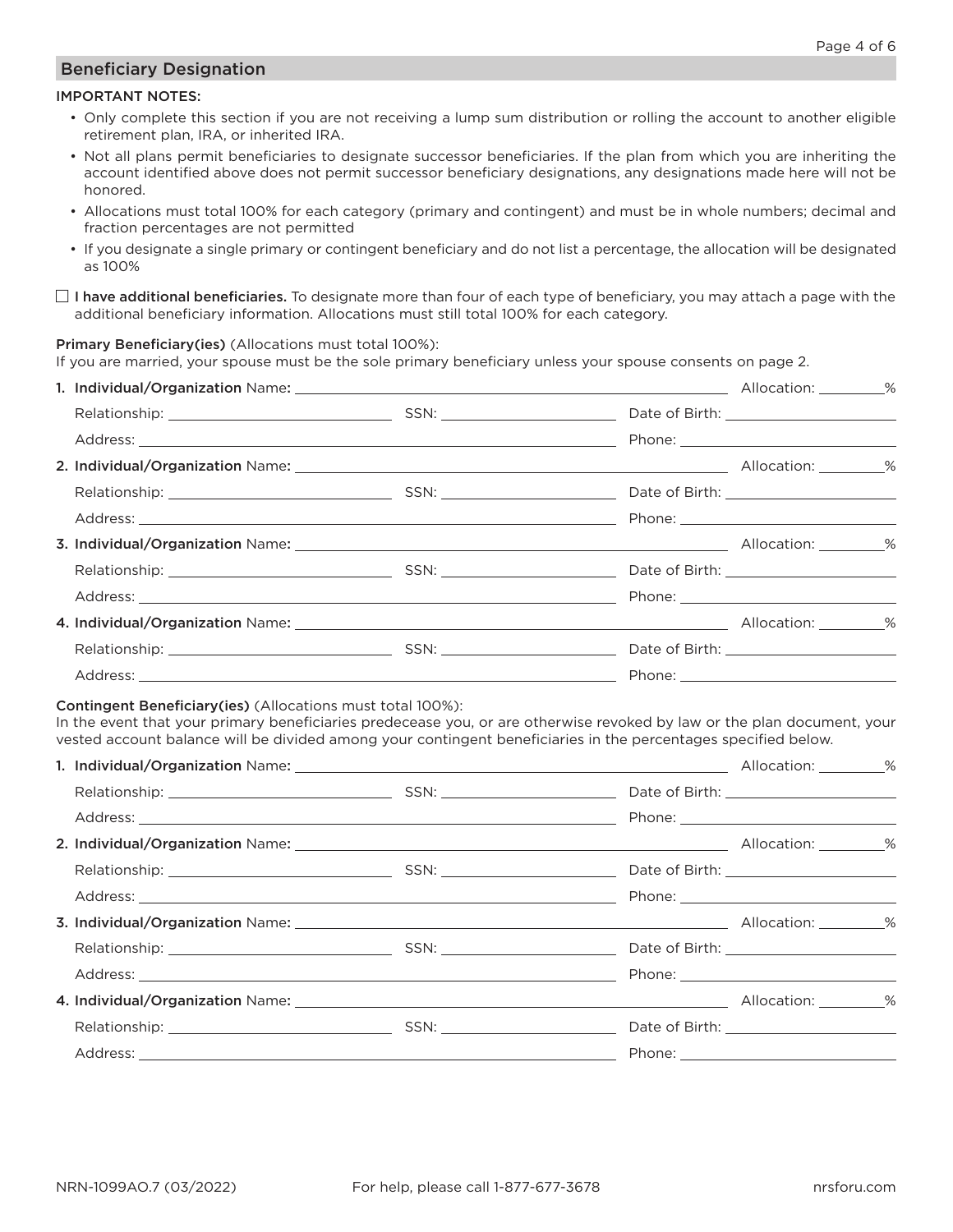## Beneficiary Designation

IMPORTANT NOTES:

- Only complete this section if you are not receiving a lump sum distribution or rolling the account to another eligible retirement plan, IRA, or inherited IRA.
- Not all plans permit beneficiaries to designate successor beneficiaries. If the plan from which you are inheriting the account identified above does not permit successor beneficiary designations, any designations made here will not be honored.
- Allocations must total 100% for each category (primary and contingent) and must be in whole numbers; decimal and fraction percentages are not permitted
- If you designate a single primary or contingent beneficiary and do not list a percentage, the allocation will be designated as 100%

☐ **I have additional beneficiaries.** To designate more than four of each type of beneficiary, you may attach a page with the additional beneficiary information. Allocations must still total 100% for each category.

**Primary Beneficiary(ies)** (Allocations must total 100%):
If you are married, your spouse must be the sole primary beneficiary unless your spouse consents on page 2.

1. **Individual/Organization** Name: ______________________ Allocation: ________%
   Relationship: ______________ SSN: ______________ Date of Birth: ______________
   Address: ______________________ Phone: ______________
2. **Individual/Organization** Name: ______________________ Allocation: ________%
   Relationship: ______________ SSN: ______________ Date of Birth: ______________
   Address: ______________________ Phone: ______________
3. **Individual/Organization** Name: ______________________ Allocation: ________%
   Relationship: ______________ SSN: ______________ Date of Birth: ______________
   Address: ______________________ Phone: ______________
4. **Individual/Organization** Name: ______________________ Allocation: ________%
   Relationship: ______________ SSN: ______________ Date of Birth: ______________
   Address: ______________________ Phone: ______________

**Contingent Beneficiary(ies)** (Allocations must total 100%):
In the event that your primary beneficiaries predecease you, or are otherwise revoked by law or the plan document, your vested account balance will be divided among your contingent beneficiaries in the percentages specified below.

1. **Individual/Organization** Name: ______________________ Allocation: ________%
   Relationship: ______________ SSN: ______________ Date of Birth: ______________
   Address: ______________________ Phone: ______________
2. **Individual/Organization** Name: ______________________ Allocation: ________%
   Relationship: ______________ SSN: ______________ Date of Birth: ______________
   Address: ______________________ Phone: ______________
3. **Individual/Organization** Name: ______________________ Allocation: ________%
   Relationship: ______________ SSN: ______________ Date of Birth: ______________
   Address: ______________________ Phone: ______________
4. **Individual/Organization** Name: ______________________ Allocation: ________%
   Relationship: ______________ SSN: ______________ Date of Birth: ______________
   Address: ______________________ Phone: ______________

NRN-1099AO.7 (03/2022) For help, please call 1-877-677-3678 nrsforu.com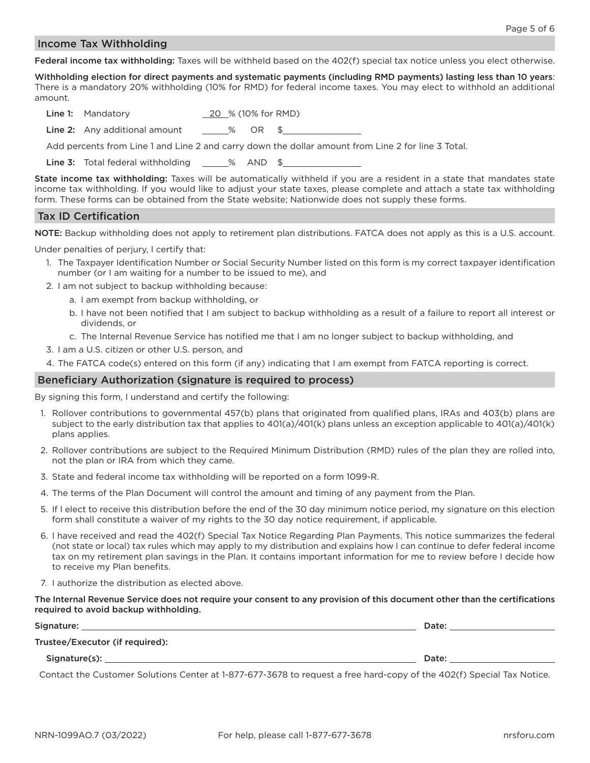## Income Tax Withholding

**Federal income tax withholding:** Taxes will be withheld based on the 402(f) special tax notice unless you elect otherwise.

**Withholding election for direct payments and systematic payments (including RMD payments) lasting less than 10 years**: There is a mandatory 20% withholding (10% for RMD) for federal income taxes. You may elect to withhold an additional amount.

**Line 1:** Mandatory 20 % (10% for RMD)

**Line 2:** Any additional amount _____% OR $_______________

Add percents from Line 1 and Line 2 and carry down the dollar amount from Line 2 for line 3 Total.

**Line 3:** Total federal withholding _____% AND $_______________

**State income tax withholding:** Taxes will be automatically withheld if you are a resident in a state that mandates state income tax withholding. If you would like to adjust your state taxes, please complete and attach a state tax withholding form. These forms can be obtained from the State website; Nationwide does not supply these forms.

## Tax ID Certification

**NOTE:** Backup withholding does not apply to retirement plan distributions. FATCA does not apply as this is a U.S. account.

Under penalties of perjury, I certify that:

1. The Taxpayer Identification Number or Social Security Number listed on this form is my correct taxpayer identification number (or I am waiting for a number to be issued to me), and
2. I am not subject to backup withholding because:
   a. I am exempt from backup withholding, or
   b. I have not been notified that I am subject to backup withholding as a result of a failure to report all interest or dividends, or
   c. The Internal Revenue Service has notified me that I am no longer subject to backup withholding, and
3. I am a U.S. citizen or other U.S. person, and
4. The FATCA code(s) entered on this form (if any) indicating that I am exempt from FATCA reporting is correct.

## Beneficiary Authorization (signature is required to process)

By signing this form, I understand and certify the following:

1. Rollover contributions to governmental 457(b) plans that originated from qualified plans, IRAs and 403(b) plans are subject to the early distribution tax that applies to 401(a)/401(k) plans unless an exception applicable to 401(a)/401(k) plans applies.
2. Rollover contributions are subject to the Required Minimum Distribution (RMD) rules of the plan they are rolled into, not the plan or IRA from which they came.
3. State and federal income tax withholding will be reported on a form 1099-R.
4. The terms of the Plan Document will control the amount and timing of any payment from the Plan.
5. If I elect to receive this distribution before the end of the 30 day minimum notice period, my signature on this election form shall constitute a waiver of my rights to the 30 day notice requirement, if applicable.
6. I have received and read the 402(f) Special Tax Notice Regarding Plan Payments. This notice summarizes the federal (not state or local) tax rules which may apply to my distribution and explains how I can continue to defer federal income tax on my retirement plan savings in the Plan. It contains important information for me to review before I decide how to receive my Plan benefits.
7. I authorize the distribution as elected above.

**The Internal Revenue Service does not require your consent to any provision of this document other than the certifications required to avoid backup withholding.**

**Signature:** _______________________________________________ **Date:** _______________

**Trustee/Executor (if required):**

**Signature(s):** _______________________________________________ **Date:** _______________

Contact the Customer Solutions Center at 1-877-677-3678 to request a free hard-copy of the 402(f) Special Tax Notice.

NRN-1099AO.7 (03/2022) For help, please call 1-877-677-3678 nrsforu.com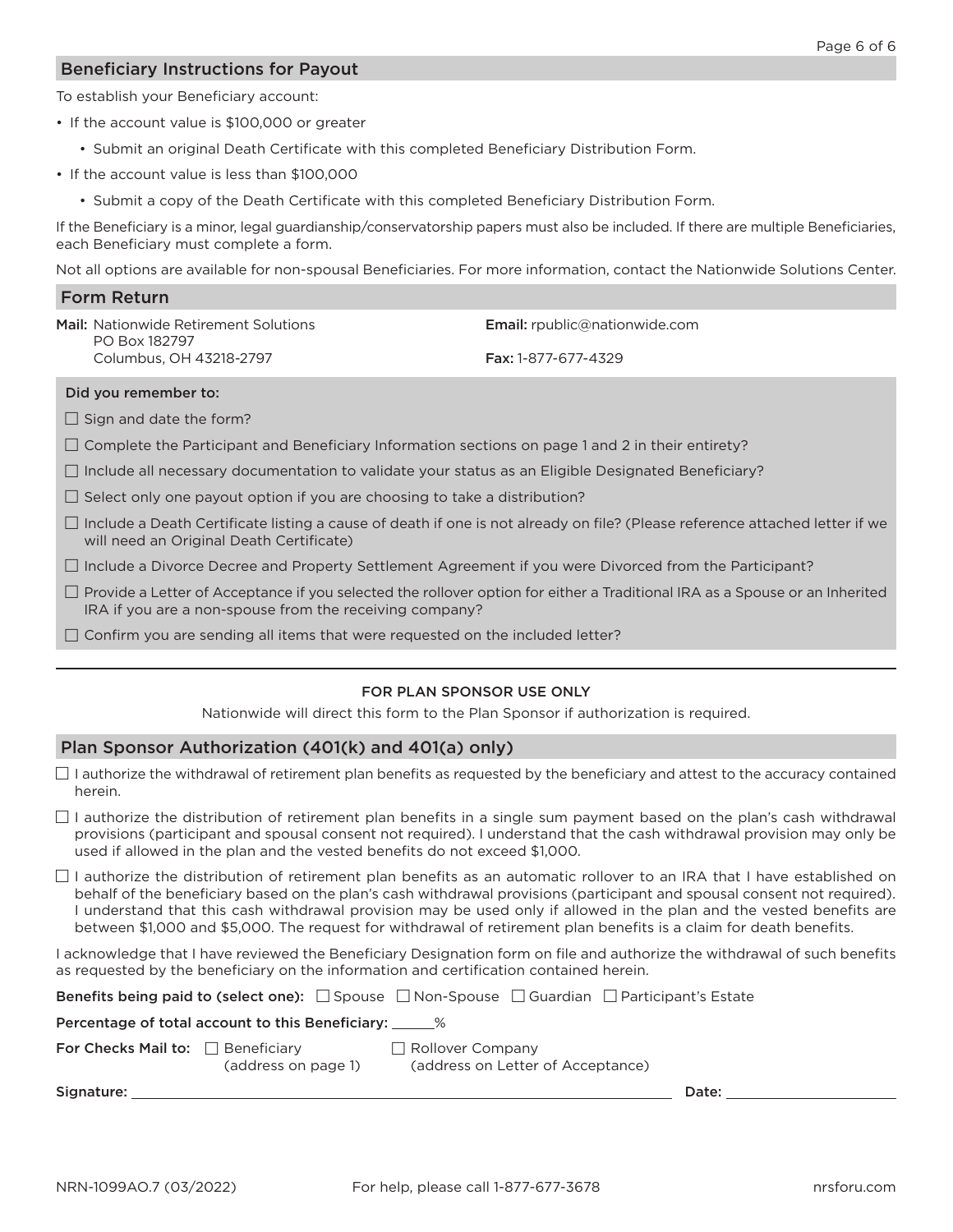## Beneficiary Instructions for Payout

To establish your Beneficiary account:

- If the account value is $100,000 or greater
  - Submit an original Death Certificate with this completed Beneficiary Distribution Form.
- If the account value is less than $100,000
  - Submit a copy of the Death Certificate with this completed Beneficiary Distribution Form.

If the Beneficiary is a minor, legal guardianship/conservatorship papers must also be included. If there are multiple Beneficiaries, each Beneficiary must complete a form.

Not all options are available for non-spousal Beneficiaries. For more information, contact the Nationwide Solutions Center.

## Form Return

**Mail:** Nationwide Retirement Solutions
PO Box 182797
Columbus, OH 43218-2797

**Email:** rpublic@nationwide.com

**Fax:** 1-877-677-4329

**Did you remember to:**

- ☐ Sign and date the form?
- ☐ Complete the Participant and Beneficiary Information sections on page 1 and 2 in their entirety?
- ☐ Include all necessary documentation to validate your status as an Eligible Designated Beneficiary?
- ☐ Select only one payout option if you are choosing to take a distribution?
- ☐ Include a Death Certificate listing a cause of death if one is not already on file? (Please reference attached letter if we will need an Original Death Certificate)
- ☐ Include a Divorce Decree and Property Settlement Agreement if you were Divorced from the Participant?
- ☐ Provide a Letter of Acceptance if you selected the rollover option for either a Traditional IRA as a Spouse or an Inherited IRA if you are a non-spouse from the receiving company?
- ☐ Confirm you are sending all items that were requested on the included letter?

---

FOR PLAN SPONSOR USE ONLY

Nationwide will direct this form to the Plan Sponsor if authorization is required.

## Plan Sponsor Authorization (401(k) and 401(a) only)

☐ I authorize the withdrawal of retirement plan benefits as requested by the beneficiary and attest to the accuracy contained herein.

☐ I authorize the distribution of retirement plan benefits in a single sum payment based on the plan's cash withdrawal provisions (participant and spousal consent not required). I understand that the cash withdrawal provision may only be used if allowed in the plan and the vested benefits do not exceed $1,000.

☐ I authorize the distribution of retirement plan benefits as an automatic rollover to an IRA that I have established on behalf of the beneficiary based on the plan's cash withdrawal provisions (participant and spousal consent not required). I understand that this cash withdrawal provision may be used only if allowed in the plan and the vested benefits are between $1,000 and $5,000. The request for withdrawal of retirement plan benefits is a claim for death benefits.

I acknowledge that I have reviewed the Beneficiary Designation form on file and authorize the withdrawal of such benefits as requested by the beneficiary on the information and certification contained herein.

**Benefits being paid to (select one):** ☐ Spouse ☐ Non-Spouse ☐ Guardian ☐ Participant's Estate

**Percentage of total account to this Beneficiary:** ______%

**For Checks Mail to:** ☐ Beneficiary (address on page 1) ☐ Rollover Company (address on Letter of Acceptance)

**Signature:** ______________________________ **Date:** ______________

NRN-1099AO.7 (03/2022) For help, please call 1-877-677-3678 nrsforu.com